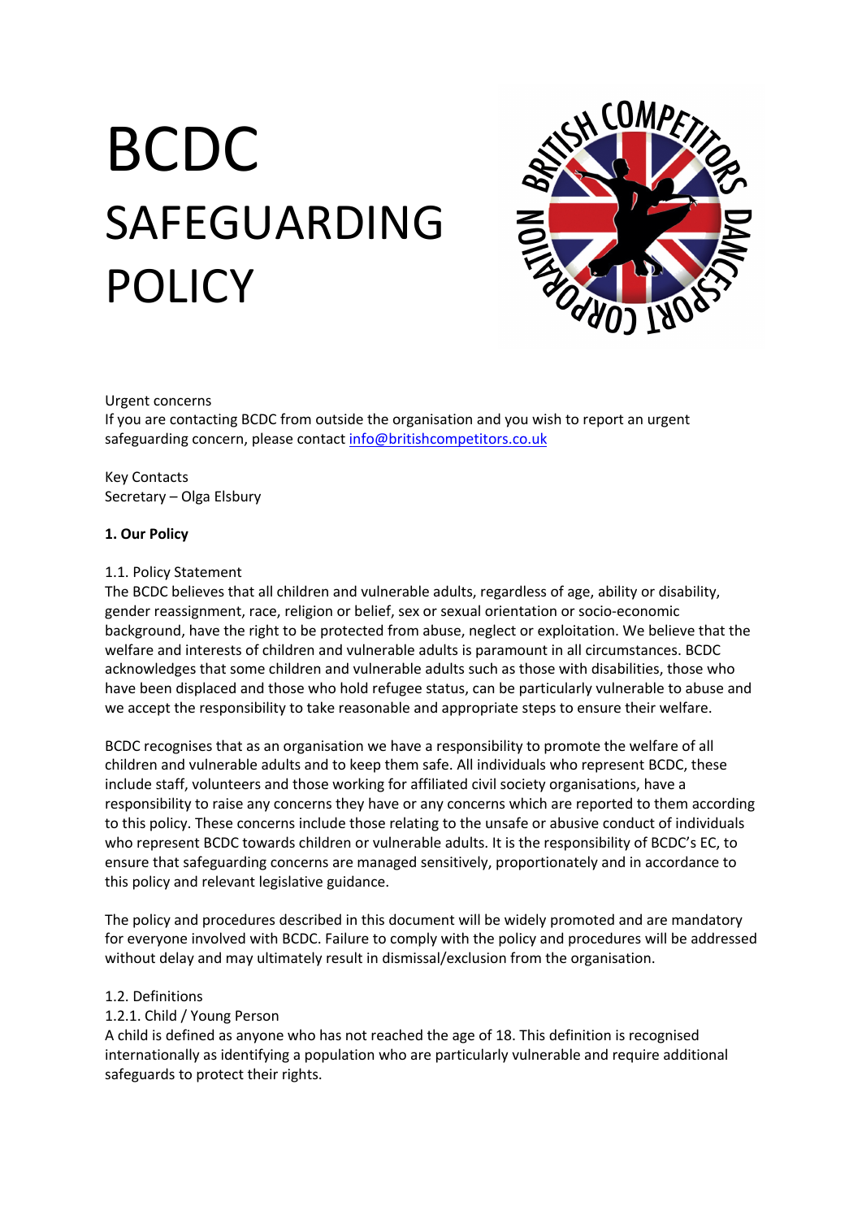# BCDC SAFEGUARDING POLICY

Urgent concerns
If you are contacting BCDC from outside the organisation and you wish to report an urgent safeguarding concern, please contact info@britishcompetitors.co.uk

Key Contacts
Secretary – Olga Elsbury

**1. Our Policy**

1.1. Policy Statement
The BCDC believes that all children and vulnerable adults, regardless of age, ability or disability, gender reassignment, race, religion or belief, sex or sexual orientation or socio-economic background, have the right to be protected from abuse, neglect or exploitation. We believe that the welfare and interests of children and vulnerable adults is paramount in all circumstances. BCDC acknowledges that some children and vulnerable adults such as those with disabilities, those who have been displaced and those who hold refugee status, can be particularly vulnerable to abuse and we accept the responsibility to take reasonable and appropriate steps to ensure their welfare.

BCDC recognises that as an organisation we have a responsibility to promote the welfare of all children and vulnerable adults and to keep them safe. All individuals who represent BCDC, these include staff, volunteers and those working for affiliated civil society organisations, have a responsibility to raise any concerns they have or any concerns which are reported to them according to this policy. These concerns include those relating to the unsafe or abusive conduct of individuals who represent BCDC towards children or vulnerable adults. It is the responsibility of BCDC's EC, to ensure that safeguarding concerns are managed sensitively, proportionately and in accordance to this policy and relevant legislative guidance.

The policy and procedures described in this document will be widely promoted and are mandatory for everyone involved with BCDC. Failure to comply with the policy and procedures will be addressed without delay and may ultimately result in dismissal/exclusion from the organisation.

1.2. Definitions
1.2.1. Child / Young Person
A child is defined as anyone who has not reached the age of 18. This definition is recognised internationally as identifying a population who are particularly vulnerable and require additional safeguards to protect their rights.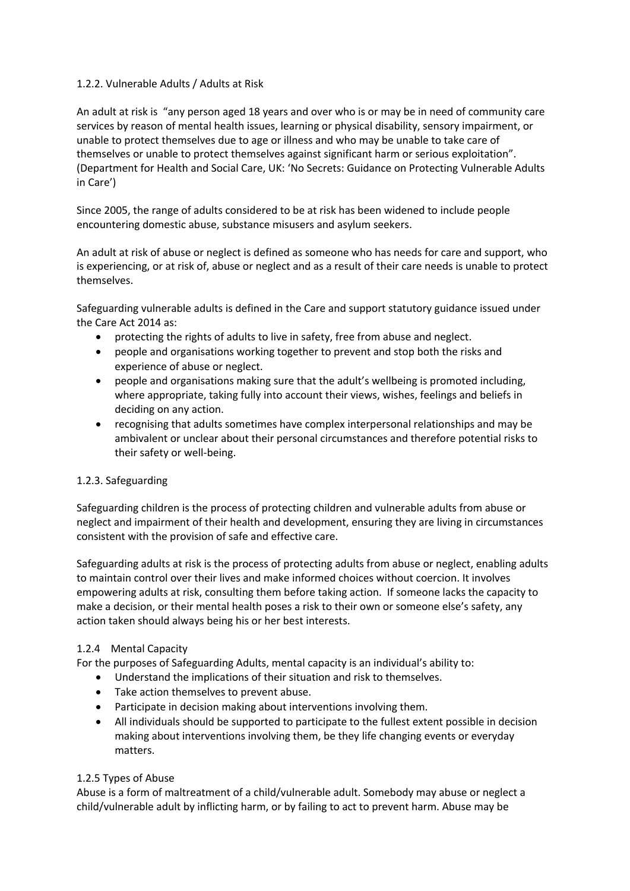### 1.2.2. Vulnerable Adults / Adults at Risk

An adult at risk is "any person aged 18 years and over who is or may be in need of community care services by reason of mental health issues, learning or physical disability, sensory impairment, or unable to protect themselves due to age or illness and who may be unable to take care of themselves or unable to protect themselves against significant harm or serious exploitation". (Department for Health and Social Care, UK: 'No Secrets: Guidance on Protecting Vulnerable Adults in Care')

Since 2005, the range of adults considered to be at risk has been widened to include people encountering domestic abuse, substance misusers and asylum seekers.

An adult at risk of abuse or neglect is defined as someone who has needs for care and support, who is experiencing, or at risk of, abuse or neglect and as a result of their care needs is unable to protect themselves.

Safeguarding vulnerable adults is defined in the Care and support statutory guidance issued under the Care Act 2014 as:

- protecting the rights of adults to live in safety, free from abuse and neglect.
- people and organisations working together to prevent and stop both the risks and experience of abuse or neglect.
- people and organisations making sure that the adult's wellbeing is promoted including, where appropriate, taking fully into account their views, wishes, feelings and beliefs in deciding on any action.
- recognising that adults sometimes have complex interpersonal relationships and may be ambivalent or unclear about their personal circumstances and therefore potential risks to their safety or well-being.

### 1.2.3. Safeguarding

Safeguarding children is the process of protecting children and vulnerable adults from abuse or neglect and impairment of their health and development, ensuring they are living in circumstances consistent with the provision of safe and effective care.

Safeguarding adults at risk is the process of protecting adults from abuse or neglect, enabling adults to maintain control over their lives and make informed choices without coercion. It involves empowering adults at risk, consulting them before taking action. If someone lacks the capacity to make a decision, or their mental health poses a risk to their own or someone else's safety, any action taken should always being his or her best interests.

### 1.2.4 Mental Capacity

For the purposes of Safeguarding Adults, mental capacity is an individual's ability to:

- Understand the implications of their situation and risk to themselves.
- Take action themselves to prevent abuse.
- Participate in decision making about interventions involving them.
- All individuals should be supported to participate to the fullest extent possible in decision making about interventions involving them, be they life changing events or everyday matters.

### 1.2.5 Types of Abuse

Abuse is a form of maltreatment of a child/vulnerable adult. Somebody may abuse or neglect a child/vulnerable adult by inflicting harm, or by failing to act to prevent harm. Abuse may be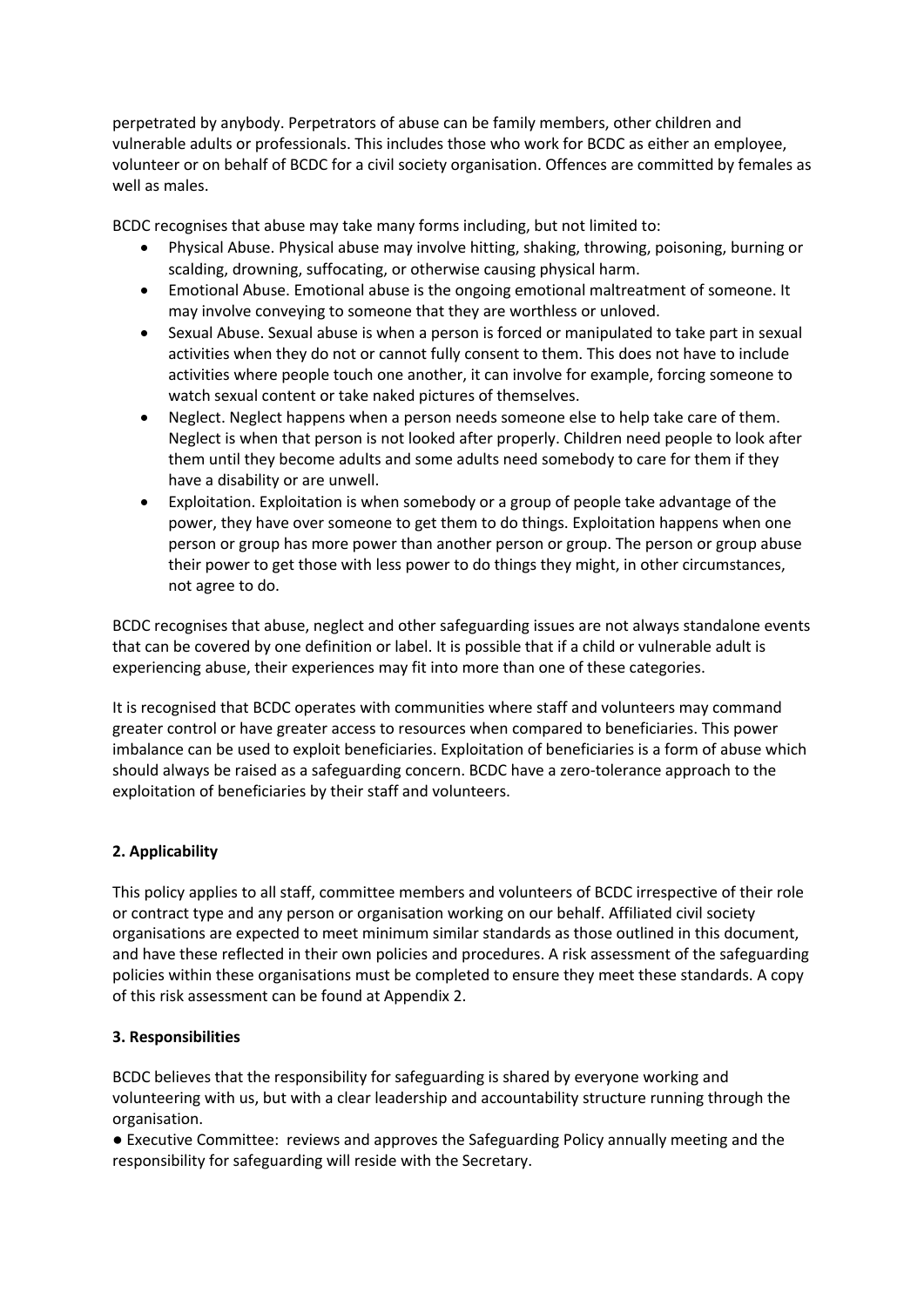perpetrated by anybody. Perpetrators of abuse can be family members, other children and vulnerable adults or professionals. This includes those who work for BCDC as either an employee, volunteer or on behalf of BCDC for a civil society organisation. Offences are committed by females as well as males.

BCDC recognises that abuse may take many forms including, but not limited to:

- Physical Abuse. Physical abuse may involve hitting, shaking, throwing, poisoning, burning or scalding, drowning, suffocating, or otherwise causing physical harm.
- Emotional Abuse. Emotional abuse is the ongoing emotional maltreatment of someone. It may involve conveying to someone that they are worthless or unloved.
- Sexual Abuse. Sexual abuse is when a person is forced or manipulated to take part in sexual activities when they do not or cannot fully consent to them. This does not have to include activities where people touch one another, it can involve for example, forcing someone to watch sexual content or take naked pictures of themselves.
- Neglect. Neglect happens when a person needs someone else to help take care of them. Neglect is when that person is not looked after properly. Children need people to look after them until they become adults and some adults need somebody to care for them if they have a disability or are unwell.
- Exploitation. Exploitation is when somebody or a group of people take advantage of the power, they have over someone to get them to do things. Exploitation happens when one person or group has more power than another person or group. The person or group abuse their power to get those with less power to do things they might, in other circumstances, not agree to do.

BCDC recognises that abuse, neglect and other safeguarding issues are not always standalone events that can be covered by one definition or label. It is possible that if a child or vulnerable adult is experiencing abuse, their experiences may fit into more than one of these categories.

It is recognised that BCDC operates with communities where staff and volunteers may command greater control or have greater access to resources when compared to beneficiaries. This power imbalance can be used to exploit beneficiaries. Exploitation of beneficiaries is a form of abuse which should always be raised as a safeguarding concern. BCDC have a zero-tolerance approach to the exploitation of beneficiaries by their staff and volunteers.

## 2. Applicability

This policy applies to all staff, committee members and volunteers of BCDC irrespective of their role or contract type and any person or organisation working on our behalf. Affiliated civil society organisations are expected to meet minimum similar standards as those outlined in this document, and have these reflected in their own policies and procedures. A risk assessment of the safeguarding policies within these organisations must be completed to ensure they meet these standards. A copy of this risk assessment can be found at Appendix 2.

## 3. Responsibilities

BCDC believes that the responsibility for safeguarding is shared by everyone working and volunteering with us, but with a clear leadership and accountability structure running through the organisation.

- Executive Committee: reviews and approves the Safeguarding Policy annually meeting and the responsibility for safeguarding will reside with the Secretary.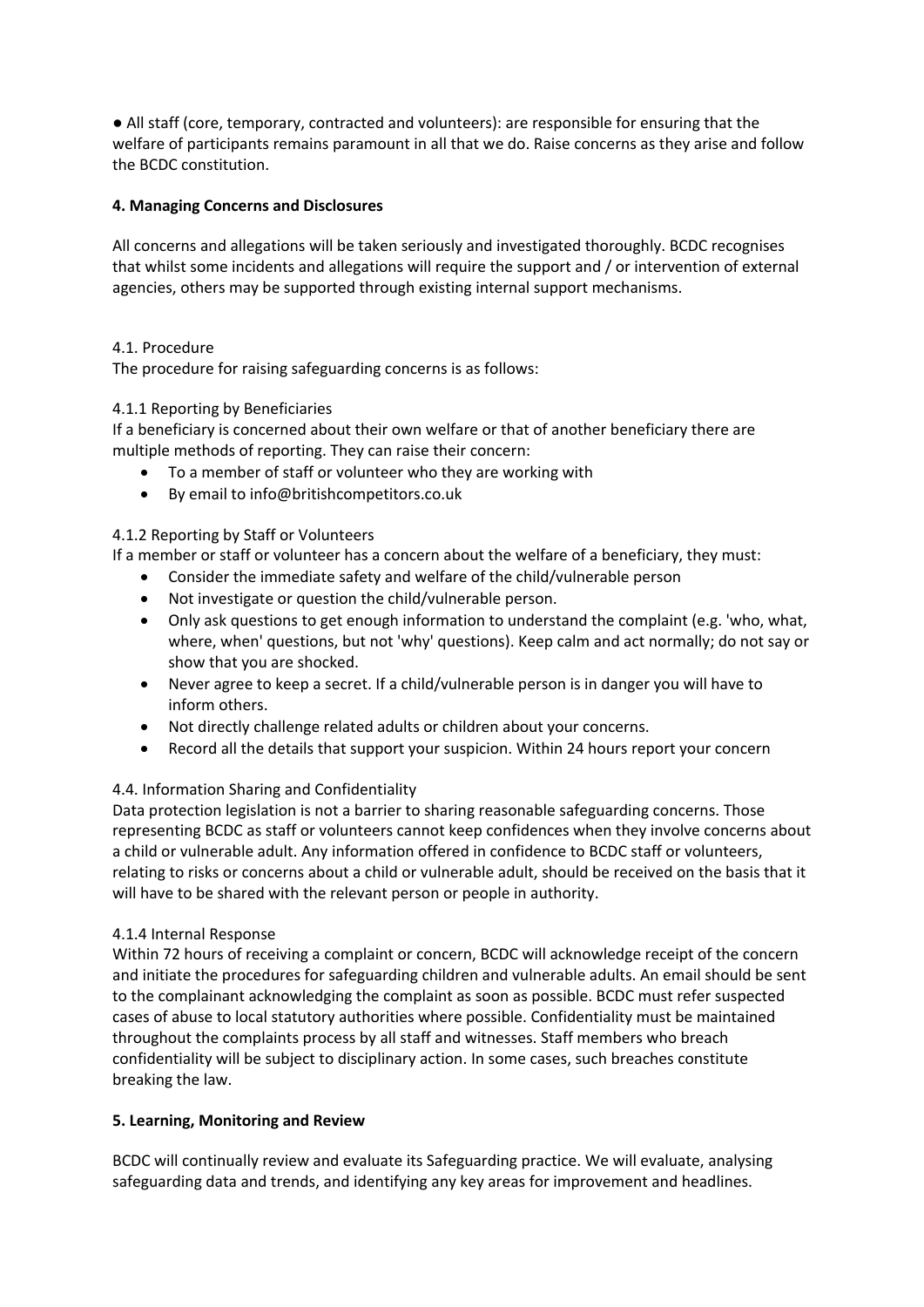● All staff (core, temporary, contracted and volunteers): are responsible for ensuring that the welfare of participants remains paramount in all that we do. Raise concerns as they arise and follow the BCDC constitution.

## 4. Managing Concerns and Disclosures

All concerns and allegations will be taken seriously and investigated thoroughly. BCDC recognises that whilst some incidents and allegations will require the support and / or intervention of external agencies, others may be supported through existing internal support mechanisms.

4.1. Procedure

The procedure for raising safeguarding concerns is as follows:

4.1.1 Reporting by Beneficiaries

If a beneficiary is concerned about their own welfare or that of another beneficiary there are multiple methods of reporting. They can raise their concern:

- To a member of staff or volunteer who they are working with
- By email to info@britishcompetitors.co.uk

4.1.2 Reporting by Staff or Volunteers

If a member or staff or volunteer has a concern about the welfare of a beneficiary, they must:

- Consider the immediate safety and welfare of the child/vulnerable person
- Not investigate or question the child/vulnerable person.
- Only ask questions to get enough information to understand the complaint (e.g. 'who, what, where, when' questions, but not 'why' questions). Keep calm and act normally; do not say or show that you are shocked.
- Never agree to keep a secret. If a child/vulnerable person is in danger you will have to inform others.
- Not directly challenge related adults or children about your concerns.
- Record all the details that support your suspicion. Within 24 hours report your concern

4.4. Information Sharing and Confidentiality

Data protection legislation is not a barrier to sharing reasonable safeguarding concerns. Those representing BCDC as staff or volunteers cannot keep confidences when they involve concerns about a child or vulnerable adult. Any information offered in confidence to BCDC staff or volunteers, relating to risks or concerns about a child or vulnerable adult, should be received on the basis that it will have to be shared with the relevant person or people in authority.

4.1.4 Internal Response

Within 72 hours of receiving a complaint or concern, BCDC will acknowledge receipt of the concern and initiate the procedures for safeguarding children and vulnerable adults. An email should be sent to the complainant acknowledging the complaint as soon as possible. BCDC must refer suspected cases of abuse to local statutory authorities where possible. Confidentiality must be maintained throughout the complaints process by all staff and witnesses. Staff members who breach confidentiality will be subject to disciplinary action. In some cases, such breaches constitute breaking the law.

## 5. Learning, Monitoring and Review

BCDC will continually review and evaluate its Safeguarding practice. We will evaluate, analysing safeguarding data and trends, and identifying any key areas for improvement and headlines.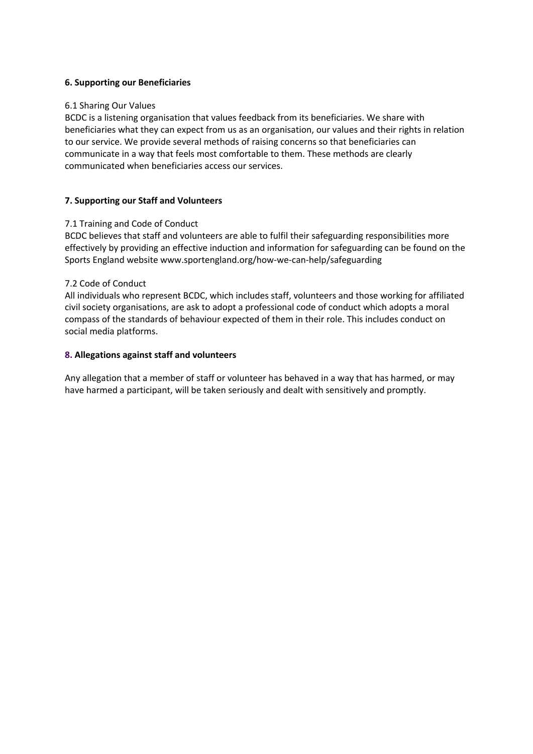## 6. Supporting our Beneficiaries

6.1 Sharing Our Values

BCDC is a listening organisation that values feedback from its beneficiaries. We share with beneficiaries what they can expect from us as an organisation, our values and their rights in relation to our service. We provide several methods of raising concerns so that beneficiaries can communicate in a way that feels most comfortable to them. These methods are clearly communicated when beneficiaries access our services.

## 7. Supporting our Staff and Volunteers

7.1 Training and Code of Conduct

BCDC believes that staff and volunteers are able to fulfil their safeguarding responsibilities more effectively by providing an effective induction and information for safeguarding can be found on the Sports England website www.sportengland.org/how-we-can-help/safeguarding

7.2 Code of Conduct

All individuals who represent BCDC, which includes staff, volunteers and those working for affiliated civil society organisations, are ask to adopt a professional code of conduct which adopts a moral compass of the standards of behaviour expected of them in their role. This includes conduct on social media platforms.

## 8. Allegations against staff and volunteers

Any allegation that a member of staff or volunteer has behaved in a way that has harmed, or may have harmed a participant, will be taken seriously and dealt with sensitively and promptly.